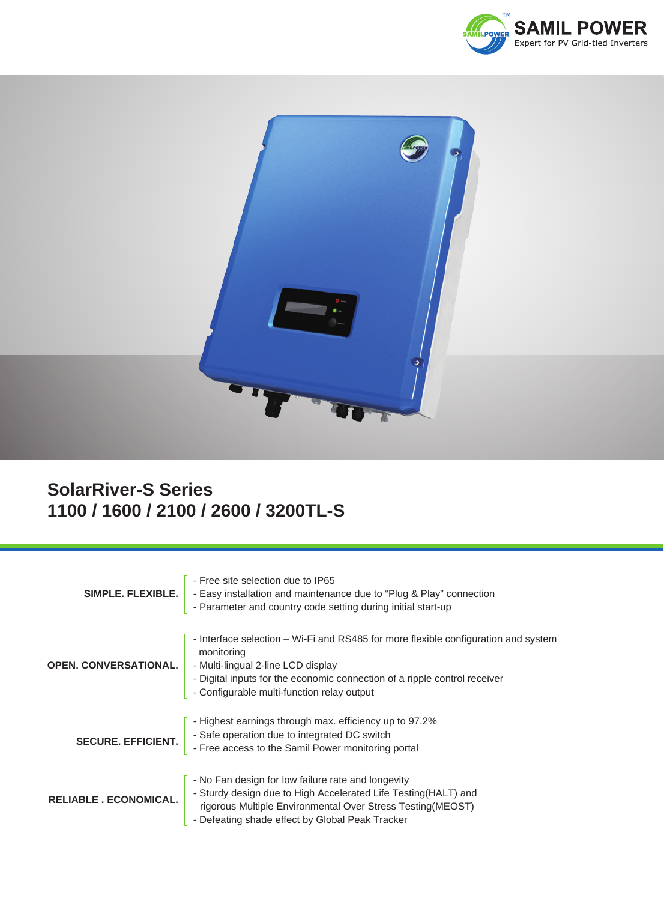SAMIL POWER
Expert for PV Grid-tied Inverters

# SolarRiver-S Series
# 1100 / 1600 / 2100 / 2600 / 3200TL-S

**SIMPLE. FLEXIBLE.**

- Free site selection due to IP65
- Easy installation and maintenance due to "Plug & Play" connection
- Parameter and country code setting during initial start-up

**OPEN. CONVERSATIONAL.**

- Interface selection – Wi-Fi and RS485 for more flexible configuration and system monitoring
- Multi-lingual 2-line LCD display
- Digital inputs for the economic connection of a ripple control receiver
- Configurable multi-function relay output

**SECURE. EFFICIENT.**

- Highest earnings through max. efficiency up to 97.2%
- Safe operation due to integrated DC switch
- Free access to the Samil Power monitoring portal

**RELIABLE . ECONOMICAL.**

- No Fan design for low failure rate and longevity
- Sturdy design due to High Accelerated Life Testing(HALT) and rigorous Multiple Environmental Over Stress Testing(MEOST)
- Defeating shade effect by Global Peak Tracker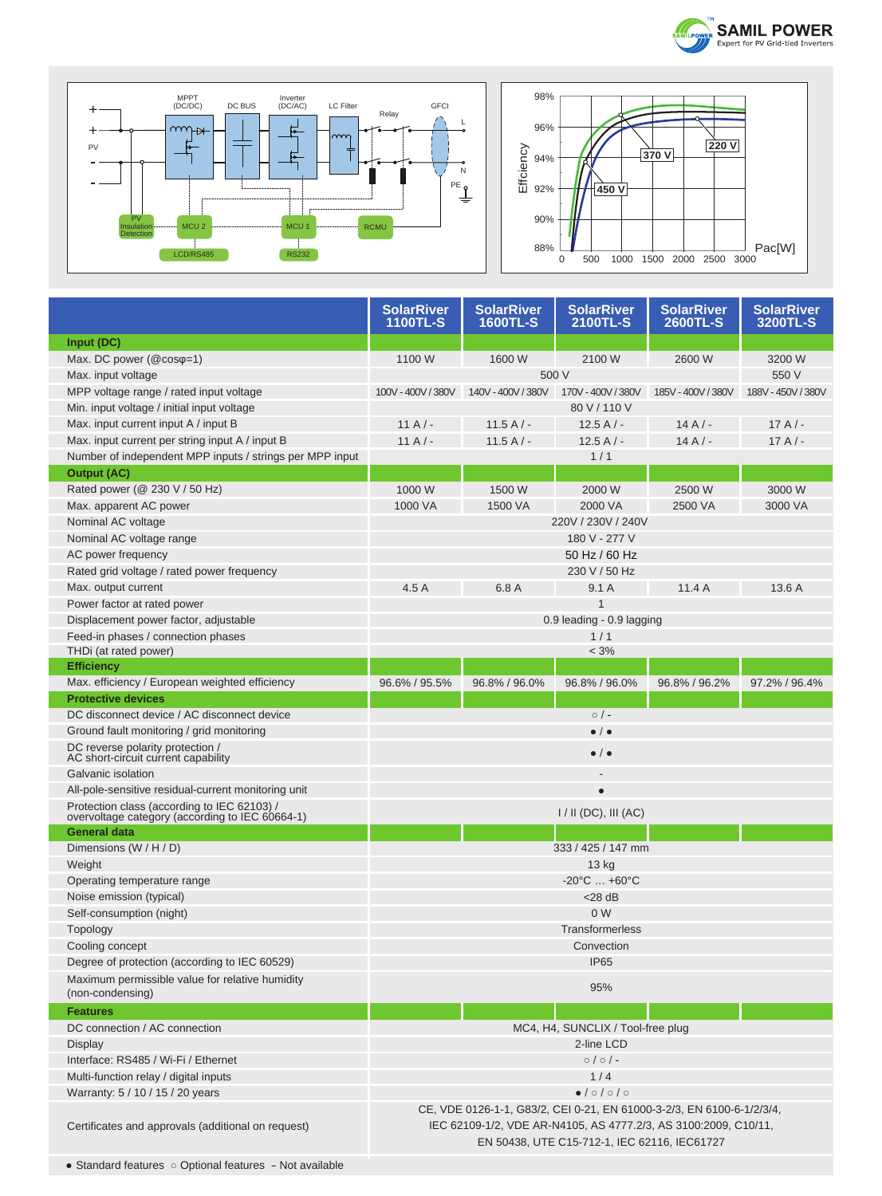| | SolarRiver 1100TL-S | SolarRiver 1600TL-S | SolarRiver 2100TL-S | SolarRiver 2600TL-S | SolarRiver 3200TL-S |
|---|---|---|---|---|---|
| **Input (DC)** | | | | | |
| Max. DC power (@cosφ=1) | 1100 W | 1600 W | 2100 W | 2600 W | 3200 W |
| Max. input voltage | 500 V | | | | 550 V |
| MPP voltage range / rated input voltage | 100V - 400V / 380V | 140V - 400V / 380V | 170V - 400V / 380V | 185V - 400V / 380V | 188V - 450V / 380V |
| Min. input voltage / initial input voltage | 80 V / 110 V | | | | |
| Max. input current input A / input B | 11 A / - | 11.5 A / - | 12.5 A / - | 14 A / - | 17 A / - |
| Max. input current per string input A / input B | 11 A / - | 11.5 A / - | 12.5 A / - | 14 A / - | 17 A / - |
| Number of independent MPP inputs / strings per MPP input | 1 / 1 | | | | |
| **Output (AC)** | | | | | |
| Rated power (@ 230 V / 50 Hz) | 1000 W | 1500 W | 2000 W | 2500 W | 3000 W |
| Max. apparent AC power | 1000 VA | 1500 VA | 2000 VA | 2500 VA | 3000 VA |
| Nominal AC voltage | 220V / 230V / 240V | | | | |
| Nominal AC voltage range | 180 V - 277 V | | | | |
| AC power frequency | 50 Hz / 60 Hz | | | | |
| Rated grid voltage / rated power frequency | 230 V / 50 Hz | | | | |
| Max. output current | 4.5 A | 6.8 A | 9.1 A | 11.4 A | 13.6 A |
| Power factor at rated power | 1 | | | | |
| Displacement power factor, adjustable | 0.9 leading - 0.9 lagging | | | | |
| Feed-in phases / connection phases | 1 / 1 | | | | |
| THDi (at rated power) | < 3% | | | | |
| **Efficiency** | | | | | |
| Max. efficiency / European weighted efficiency | 96.6% / 95.5% | 96.8% / 96.0% | 96.8% / 96.0% | 96.8% / 96.2% | 97.2% / 96.4% |
| **Protective devices** | | | | | |
| DC disconnect device / AC disconnect device | ○ / - | | | | |
| Ground fault monitoring / grid monitoring | ● / ● | | | | |
| DC reverse polarity protection / AC short-circuit current capability | ● / ● | | | | |
| Galvanic isolation | - | | | | |
| All-pole-sensitive residual-current monitoring unit | ● | | | | |
| Protection class (according to IEC 62103) / overvoltage category (according to IEC 60664-1) | I / II (DC), III (AC) | | | | |
| **General data** | | | | | |
| Dimensions (W / H / D) | 333 / 425 / 147 mm | | | | |
| Weight | 13 kg | | | | |
| Operating temperature range | -20°C … +60°C | | | | |
| Noise emission (typical) | <28 dB | | | | |
| Self-consumption (night) | 0 W | | | | |
| Topology | Transformerless | | | | |
| Cooling concept | Convection | | | | |
| Degree of protection (according to IEC 60529) | IP65 | | | | |
| Maximum permissible value for relative humidity (non-condensing) | 95% | | | | |
| **Features** | | | | | |
| DC connection / AC connection | MC4, H4, SUNCLIX / Tool-free plug | | | | |
| Display | 2-line LCD | | | | |
| Interface: RS485 / Wi-Fi / Ethernet | ○ / ○ / - | | | | |
| Multi-function relay / digital inputs | 1 / 4 | | | | |
| Warranty: 5 / 10 / 15 / 20 years | ● / ○ / ○ / ○ | | | | |
| Certificates and approvals (additional on request) | CE, VDE 0126-1-1, G83/2, CEI 0-21, EN 61000-3-2/3, EN 6100-6-1/2/3/4, IEC 62109-1/2, VDE AR-N4105, AS 4777.2/3, AS 3100:2009, C10/11, EN 50438, UTE C15-712-1, IEC 62116, IEC61727 | | | | |

● Standard features ○ Optional features - Not available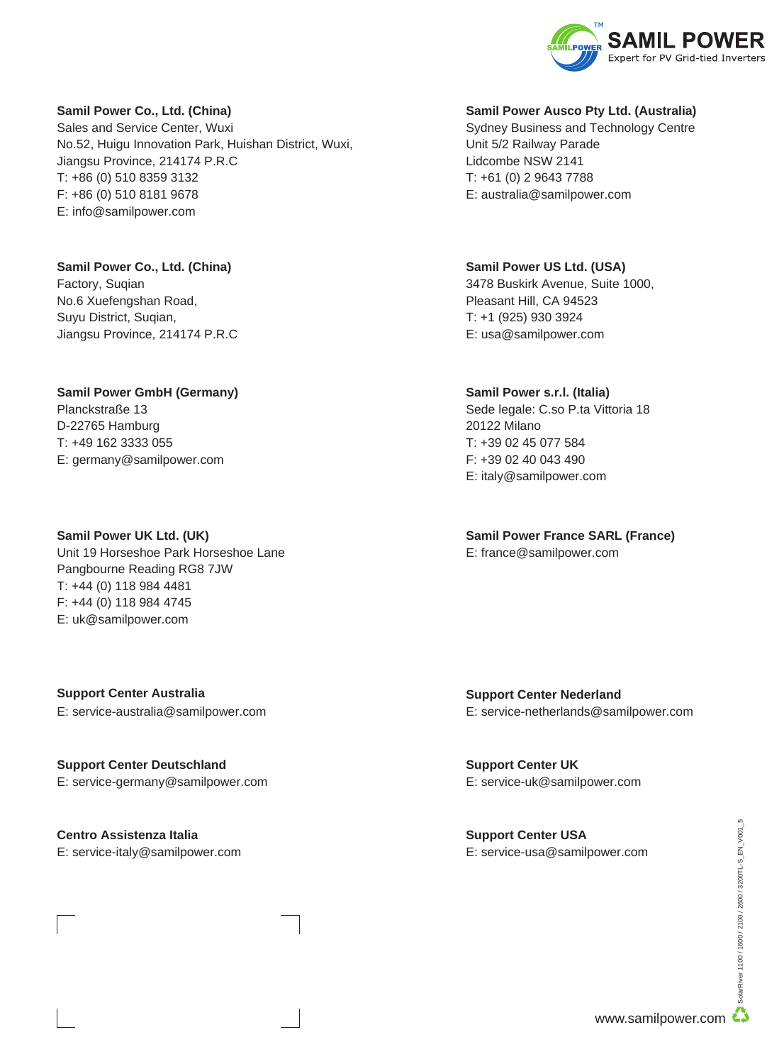SAMIL POWER
Expert for PV Grid-tied Inverters

**Samil Power Co., Ltd. (China)**
Sales and Service Center, Wuxi
No.52, Huigu Innovation Park, Huishan District, Wuxi,
Jiangsu Province, 214174 P.R.C
T: +86 (0) 510 8359 3132
F: +86 (0) 510 8181 9678
E: info@samilpower.com

**Samil Power Co., Ltd. (China)**
Factory, Suqian
No.6 Xuefengshan Road,
Suyu District, Suqian,
Jiangsu Province, 214174 P.R.C

**Samil Power GmbH (Germany)**
Planckstraße 13
D-22765 Hamburg
T: +49 162 3333 055
E: germany@samilpower.com

**Samil Power UK Ltd. (UK)**
Unit 19 Horseshoe Park Horseshoe Lane
Pangbourne Reading RG8 7JW
T: +44 (0) 118 984 4481
F: +44 (0) 118 984 4745
E: uk@samilpower.com

**Samil Power Ausco Pty Ltd. (Australia)**
Sydney Business and Technology Centre
Unit 5/2 Railway Parade
Lidcombe NSW 2141
T: +61 (0) 2 9643 7788
E: australia@samilpower.com

**Samil Power US Ltd. (USA)**
3478 Buskirk Avenue, Suite 1000,
Pleasant Hill, CA 94523
T: +1 (925) 930 3924
E: usa@samilpower.com

**Samil Power s.r.l. (Italia)**
Sede legale: C.so P.ta Vittoria 18
20122 Milano
T: +39 02 45 077 584
F: +39 02 40 043 490
E: italy@samilpower.com

**Samil Power France SARL (France)**
E: france@samilpower.com

**Support Center Australia**
E: service-australia@samilpower.com

**Support Center Deutschland**
E: service-germany@samilpower.com

**Centro Assistenza Italia**
E: service-italy@samilpower.com

**Support Center Nederland**
E: service-netherlands@samilpower.com

**Support Center UK**
E: service-uk@samilpower.com

**Support Center USA**
E: service-usa@samilpower.com

SolarRiver 1100 / 1600 / 2100 / 2600 / 3200TL-S_EN_V001_5

www.samilpower.com